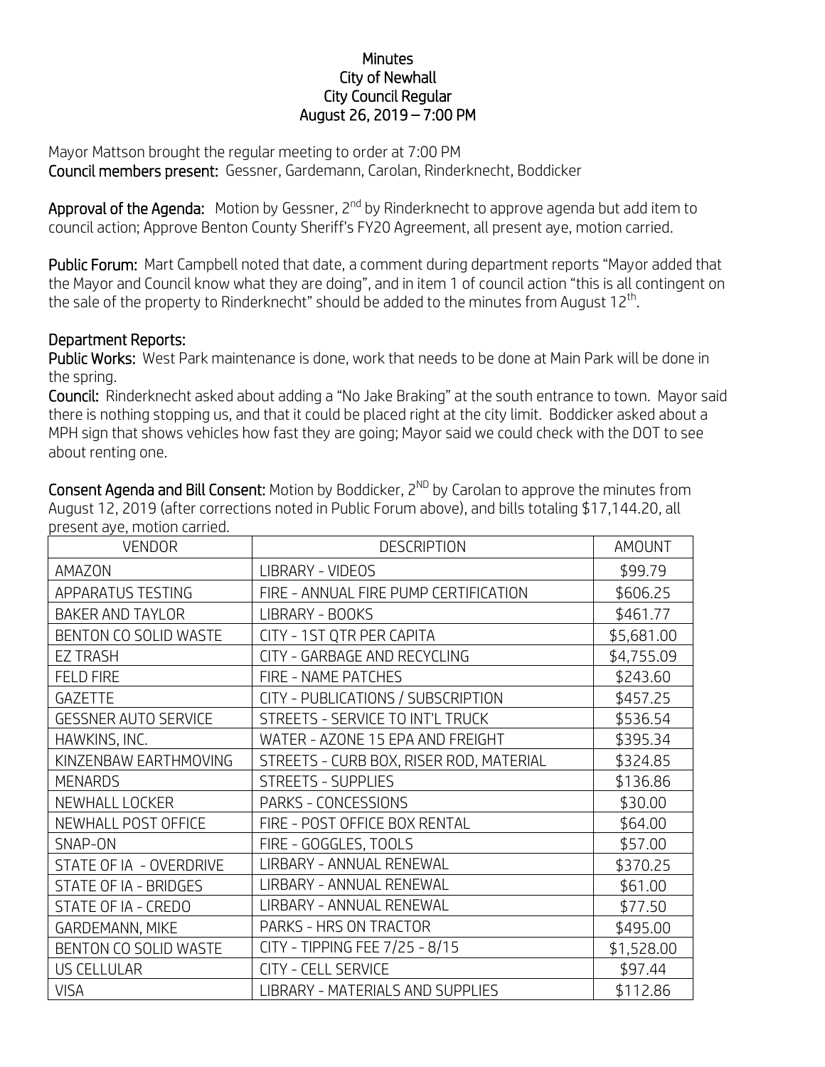# Minutes
## City of Newhall
## City Council Regular
## August 26, 2019 – 7:00 PM

Mayor Mattson brought the regular meeting to order at 7:00 PM

**Council members present:** Gessner, Gardemann, Carolan, Rinderknecht, Boddicker

**Approval of the Agenda:** Motion by Gessner, 2nd by Rinderknecht to approve agenda but add item to council action; Approve Benton County Sheriff's FY20 Agreement, all present aye, motion carried.

**Public Forum:** Mart Campbell noted that date, a comment during department reports "Mayor added that the Mayor and Council know what they are doing", and in item 1 of council action "this is all contingent on the sale of the property to Rinderknecht" should be added to the minutes from August 12th.

**Department Reports:**

**Public Works:** West Park maintenance is done, work that needs to be done at Main Park will be done in the spring.

**Council:** Rinderknecht asked about adding a "No Jake Braking" at the south entrance to town. Mayor said there is nothing stopping us, and that it could be placed right at the city limit. Boddicker asked about a MPH sign that shows vehicles how fast they are going; Mayor said we could check with the DOT to see about renting one.

**Consent Agenda and Bill Consent:** Motion by Boddicker, 2ND by Carolan to approve the minutes from August 12, 2019 (after corrections noted in Public Forum above), and bills totaling $17,144.20, all present aye, motion carried.

| VENDOR | DESCRIPTION | AMOUNT |
|---|---|---|
| AMAZON | LIBRARY - VIDEOS | $99.79 |
| APPARATUS TESTING | FIRE - ANNUAL FIRE PUMP CERTIFICATION | $606.25 |
| BAKER AND TAYLOR | LIBRARY - BOOKS | $461.77 |
| BENTON CO SOLID WASTE | CITY - 1ST QTR PER CAPITA | $5,681.00 |
| EZ TRASH | CITY - GARBAGE AND RECYCLING | $4,755.09 |
| FELD FIRE | FIRE - NAME PATCHES | $243.60 |
| GAZETTE | CITY - PUBLICATIONS / SUBSCRIPTION | $457.25 |
| GESSNER AUTO SERVICE | STREETS - SERVICE TO INT'L TRUCK | $536.54 |
| HAWKINS, INC. | WATER - AZONE 15 EPA AND FREIGHT | $395.34 |
| KINZENBAW EARTHMOVING | STREETS - CURB BOX, RISER ROD, MATERIAL | $324.85 |
| MENARDS | STREETS - SUPPLIES | $136.86 |
| NEWHALL LOCKER | PARKS - CONCESSIONS | $30.00 |
| NEWHALL POST OFFICE | FIRE - POST OFFICE BOX RENTAL | $64.00 |
| SNAP-ON | FIRE - GOGGLES, TOOLS | $57.00 |
| STATE OF IA - OVERDRIVE | LIRBARY - ANNUAL RENEWAL | $370.25 |
| STATE OF IA - BRIDGES | LIRBARY - ANNUAL RENEWAL | $61.00 |
| STATE OF IA - CREDO | LIRBARY - ANNUAL RENEWAL | $77.50 |
| GARDEMANN, MIKE | PARKS - HRS ON TRACTOR | $495.00 |
| BENTON CO SOLID WASTE | CITY - TIPPING FEE 7/25 - 8/15 | $1,528.00 |
| US CELLULAR | CITY - CELL SERVICE | $97.44 |
| VISA | LIBRARY - MATERIALS AND SUPPLIES | $112.86 |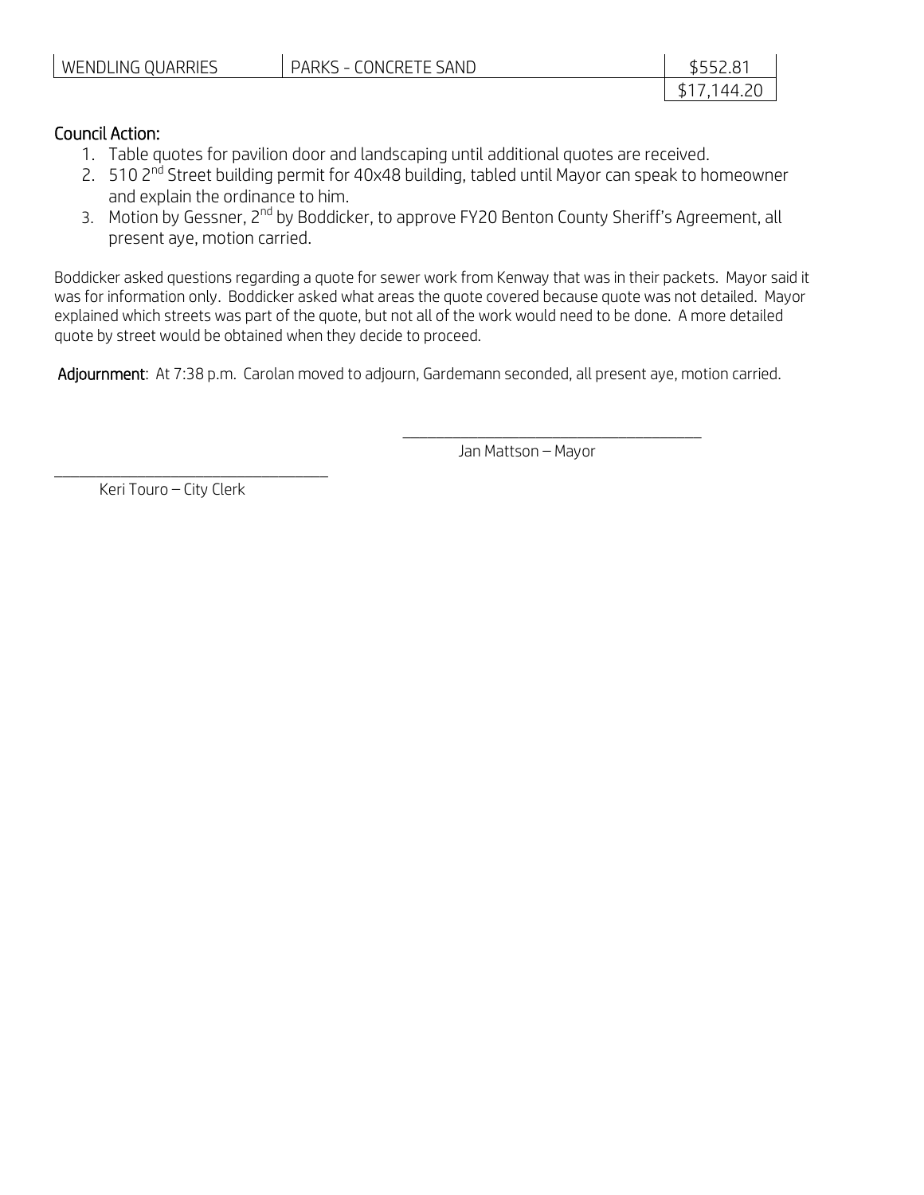| | | |
|---|---|---|
| WENDLING QUARRIES | PARKS - CONCRETE SAND | $552.81 |
| | | $17,144.20 |

**Council Action:**

1. Table quotes for pavilion door and landscaping until additional quotes are received.
2. 510 2nd Street building permit for 40x48 building, tabled until Mayor can speak to homeowner and explain the ordinance to him.
3. Motion by Gessner, 2nd by Boddicker, to approve FY20 Benton County Sheriff's Agreement, all present aye, motion carried.

Boddicker asked questions regarding a quote for sewer work from Kenway that was in their packets. Mayor said it was for information only. Boddicker asked what areas the quote covered because quote was not detailed. Mayor explained which streets was part of the quote, but not all of the work would need to be done. A more detailed quote by street would be obtained when they decide to proceed.

**Adjournment**: At 7:38 p.m. Carolan moved to adjourn, Gardemann seconded, all present aye, motion carried.

\_\_\_\_\_\_\_\_\_\_\_\_\_\_\_\_\_\_\_\_\_\_\_\_\_\_\_\_\_\_\_\_\_\_\_\_\_\_\_\_
Jan Mattson – Mayor

\_\_\_\_\_\_\_\_\_\_\_\_\_\_\_\_\_\_\_\_\_\_\_\_\_\_\_\_\_\_\_\_\_\_\_\_\_\_\_\_
Keri Touro – City Clerk